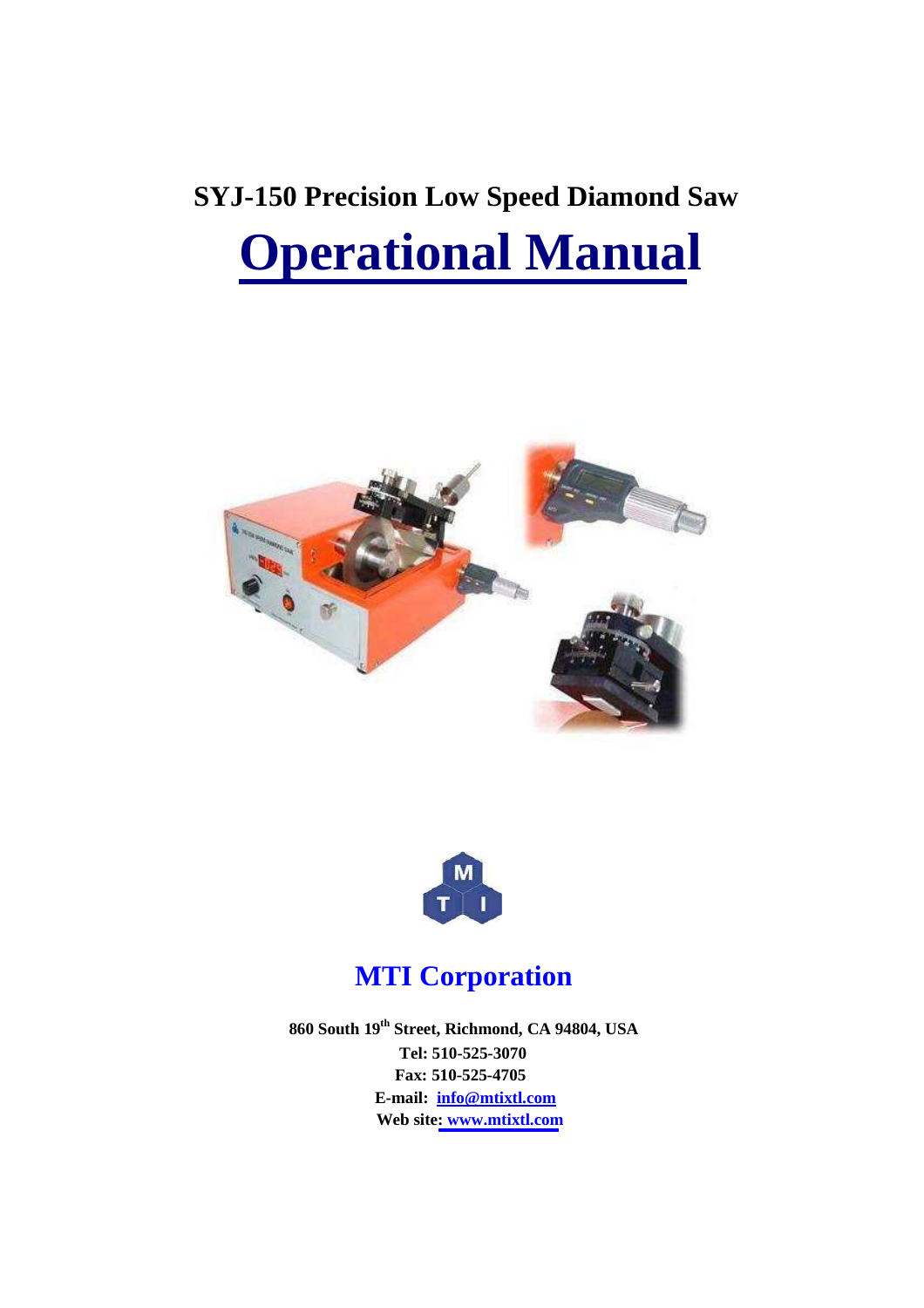**SYJ-150 Precision Low Speed Diamond Saw**

# Operational Manual

MTI Corporation

**860 South 19th Street, Richmond, CA 94804, USA**

**Tel: 510-525-3070**

**Fax: 510-525-4705**

**E-mail: info@mtixtl.com**

**Web site: www.mtixtl.com**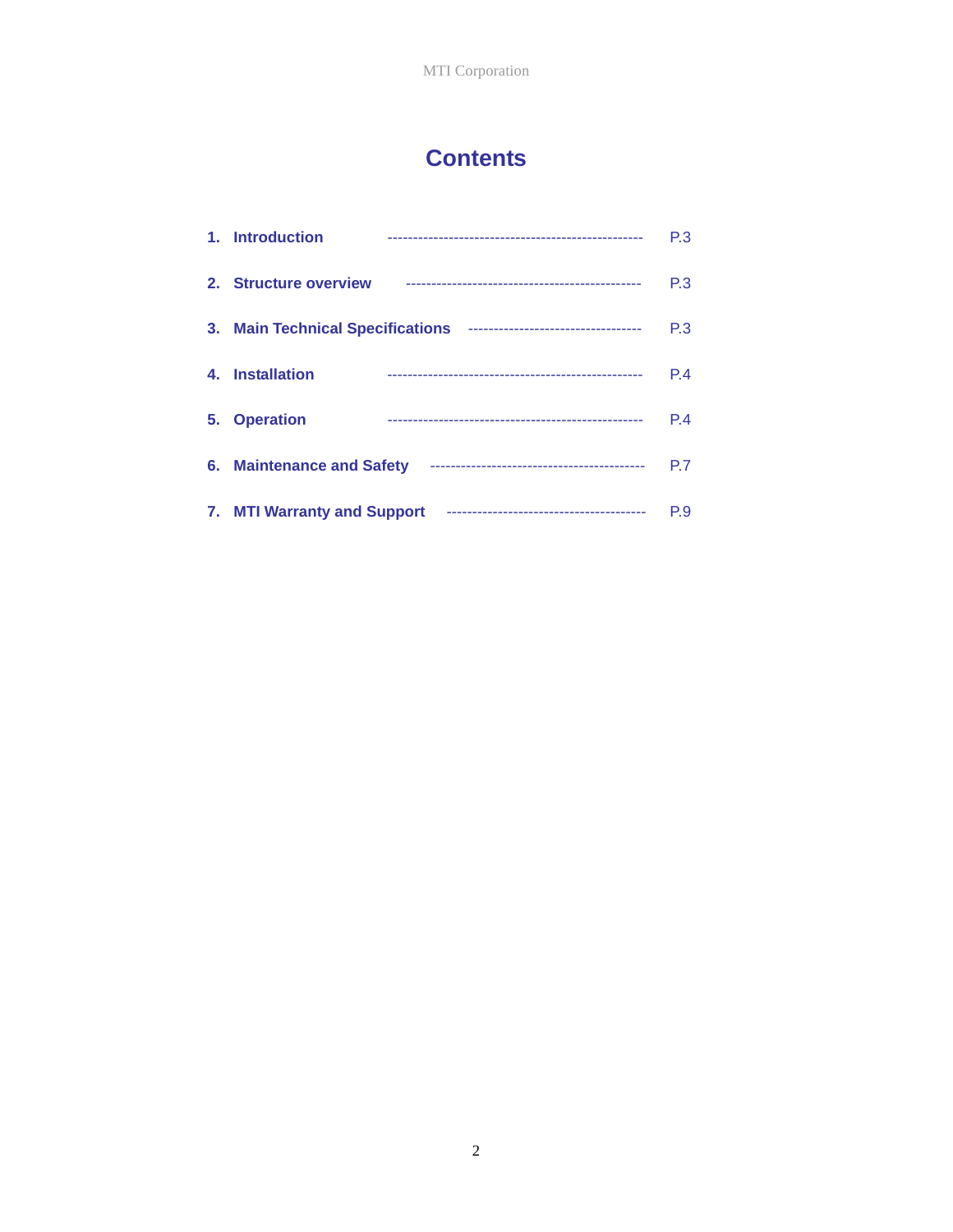# Contents

1. **Introduction** -------------------------------------------------- P.3
2. **Structure overview** --------------------------------------------- P.3
3. **Main Technical Specifications** ---------------------------------- P.3
4. **Installation** -------------------------------------------------- P.4
5. **Operation** -------------------------------------------------- P.4
6. **Maintenance and Safety** ------------------------------------------ P.7
7. **MTI Warranty and Support** --------------------------------------- P.9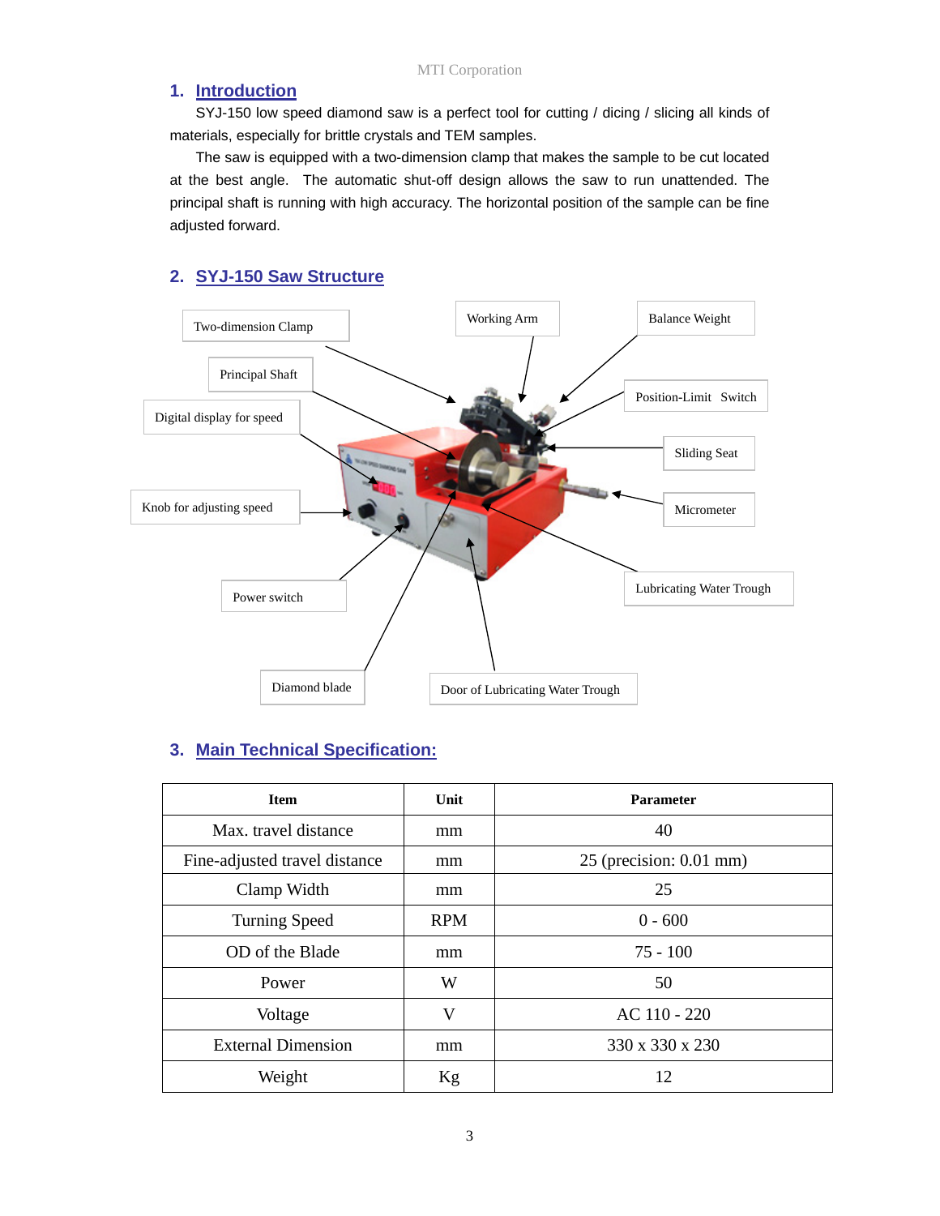## 1. Introduction

SYJ-150 low speed diamond saw is a perfect tool for cutting / dicing / slicing all kinds of materials, especially for brittle crystals and TEM samples.

The saw is equipped with a two-dimension clamp that makes the sample to be cut located at the best angle. The automatic shut-off design allows the saw to run unattended. The principal shaft is running with high accuracy. The horizontal position of the sample can be fine adjusted forward.

## 2. SYJ-150 Saw Structure

Two-dimension Clamp

Working Arm

Balance Weight

Principal Shaft

Position-Limit Switch

Digital display for speed

Sliding Seat

Knob for adjusting speed

Micrometer

Power switch

Lubricating Water Trough

Diamond blade

Door of Lubricating Water Trough

## 3. Main Technical Specification:

| Item | Unit | Parameter |
|---|---|---|
| Max. travel distance | mm | 40 |
| Fine-adjusted travel distance | mm | 25 (precision: 0.01 mm) |
| Clamp Width | mm | 25 |
| Turning Speed | RPM | 0 - 600 |
| OD of the Blade | mm | 75 - 100 |
| Power | W | 50 |
| Voltage | V | AC 110 - 220 |
| External Dimension | mm | 330 x 330 x 230 |
| Weight | Kg | 12 |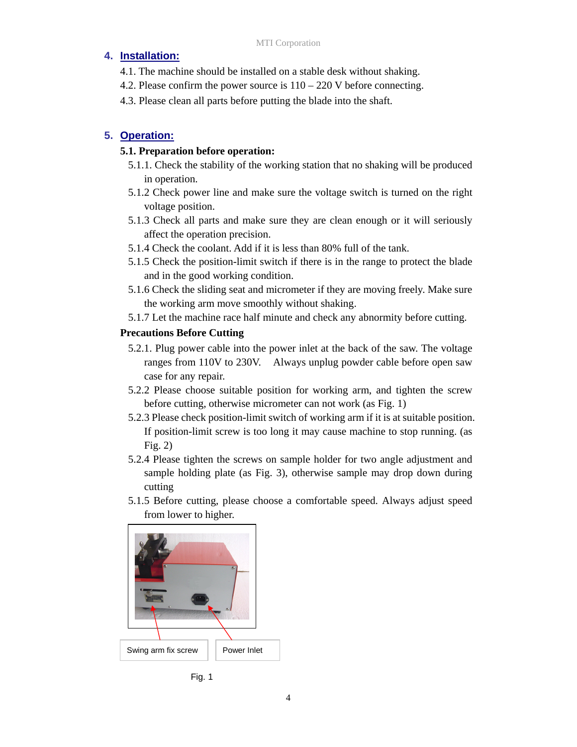## 4. Installation:

4.1. The machine should be installed on a stable desk without shaking.
4.2. Please confirm the power source is 110 – 220 V before connecting.
4.3. Please clean all parts before putting the blade into the shaft.

## 5. Operation:

**5.1. Preparation before operation:**

5.1.1. Check the stability of the working station that no shaking will be produced in operation.
5.1.2 Check power line and make sure the voltage switch is turned on the right voltage position.
5.1.3 Check all parts and make sure they are clean enough or it will seriously affect the operation precision.
5.1.4 Check the coolant. Add if it is less than 80% full of the tank.
5.1.5 Check the position-limit switch if there is in the range to protect the blade and in the good working condition.
5.1.6 Check the sliding seat and micrometer if they are moving freely. Make sure the working arm move smoothly without shaking.
5.1.7 Let the machine race half minute and check any abnormity before cutting.

**Precautions Before Cutting**

5.2.1. Plug power cable into the power inlet at the back of the saw. The voltage ranges from 110V to 230V. Always unplug powder cable before open saw case for any repair.
5.2.2 Please choose suitable position for working arm, and tighten the screw before cutting, otherwise micrometer can not work (as Fig. 1)
5.2.3 Please check position-limit switch of working arm if it is at suitable position. If position-limit screw is too long it may cause machine to stop running. (as Fig. 2)
5.2.4 Please tighten the screws on sample holder for two angle adjustment and sample holding plate (as Fig. 3), otherwise sample may drop down during cutting
5.1.5 Before cutting, please choose a comfortable speed. Always adjust speed from lower to higher.

Swing arm fix screw    Power Inlet

Fig. 1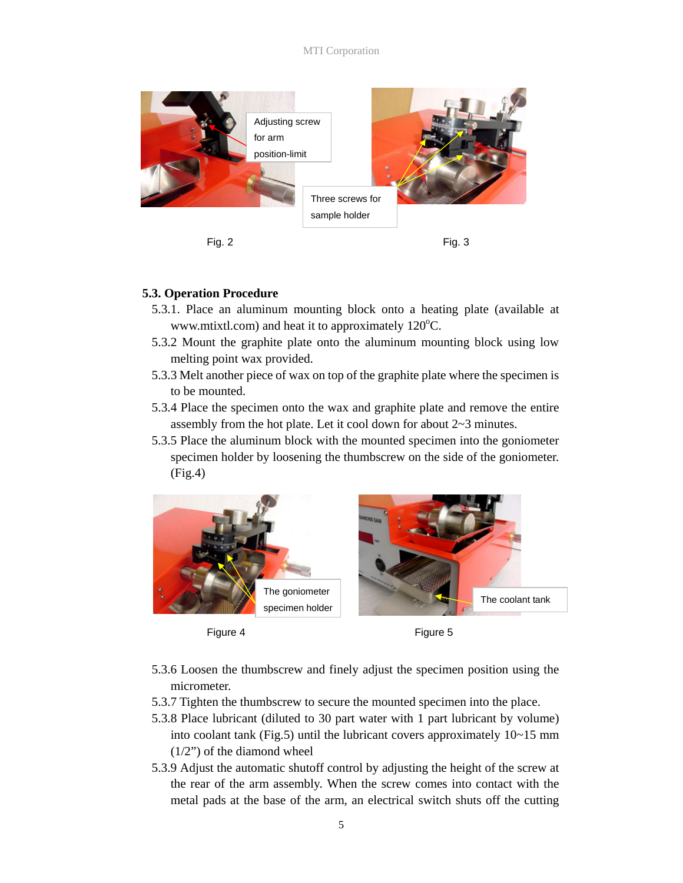Adjusting screw for arm position-limit

Three screws for sample holder

Fig. 2

Fig. 3

### 5.3. Operation Procedure

5.3.1. Place an aluminum mounting block onto a heating plate (available at www.mtixtl.com) and heat it to approximately 120°C.

5.3.2 Mount the graphite plate onto the aluminum mounting block using low melting point wax provided.

5.3.3 Melt another piece of wax on top of the graphite plate where the specimen is to be mounted.

5.3.4 Place the specimen onto the wax and graphite plate and remove the entire assembly from the hot plate. Let it cool down for about 2~3 minutes.

5.3.5 Place the aluminum block with the mounted specimen into the goniometer specimen holder by loosening the thumbscrew on the side of the goniometer. (Fig.4)

The goniometer specimen holder

The coolant tank

Figure 4

Figure 5

5.3.6 Loosen the thumbscrew and finely adjust the specimen position using the micrometer.

5.3.7 Tighten the thumbscrew to secure the mounted specimen into the place.

5.3.8 Place lubricant (diluted to 30 part water with 1 part lubricant by volume) into coolant tank (Fig.5) until the lubricant covers approximately 10~15 mm (1/2") of the diamond wheel

5.3.9 Adjust the automatic shutoff control by adjusting the height of the screw at the rear of the arm assembly. When the screw comes into contact with the metal pads at the base of the arm, an electrical switch shuts off the cutting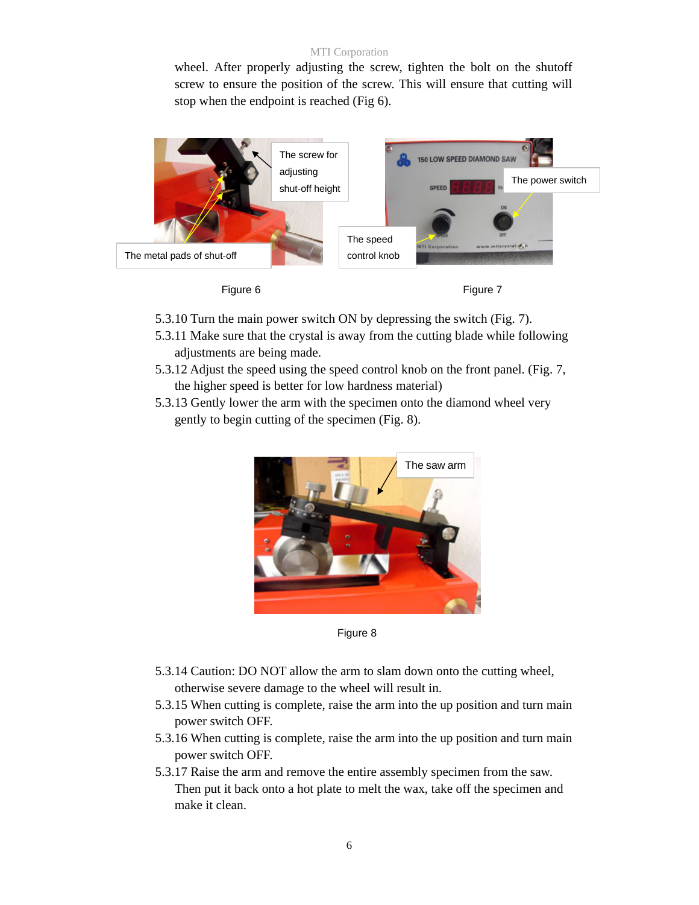wheel. After properly adjusting the screw, tighten the bolt on the shutoff screw to ensure the position of the screw. This will ensure that cutting will stop when the endpoint is reached (Fig 6).

The screw for adjusting shut-off height

The metal pads of shut-off

Figure 6

The power switch

The speed control knob

Figure 7

5.3.10 Turn the main power switch ON by depressing the switch (Fig. 7).

5.3.11 Make sure that the crystal is away from the cutting blade while following adjustments are being made.

5.3.12 Adjust the speed using the speed control knob on the front panel. (Fig. 7, the higher speed is better for low hardness material)

5.3.13 Gently lower the arm with the specimen onto the diamond wheel very gently to begin cutting of the specimen (Fig. 8).

The saw arm

Figure 8

5.3.14 Caution: DO NOT allow the arm to slam down onto the cutting wheel, otherwise severe damage to the wheel will result in.

5.3.15 When cutting is complete, raise the arm into the up position and turn main power switch OFF.

5.3.16 When cutting is complete, raise the arm into the up position and turn main power switch OFF.

5.3.17 Raise the arm and remove the entire assembly specimen from the saw. Then put it back onto a hot plate to melt the wax, take off the specimen and make it clean.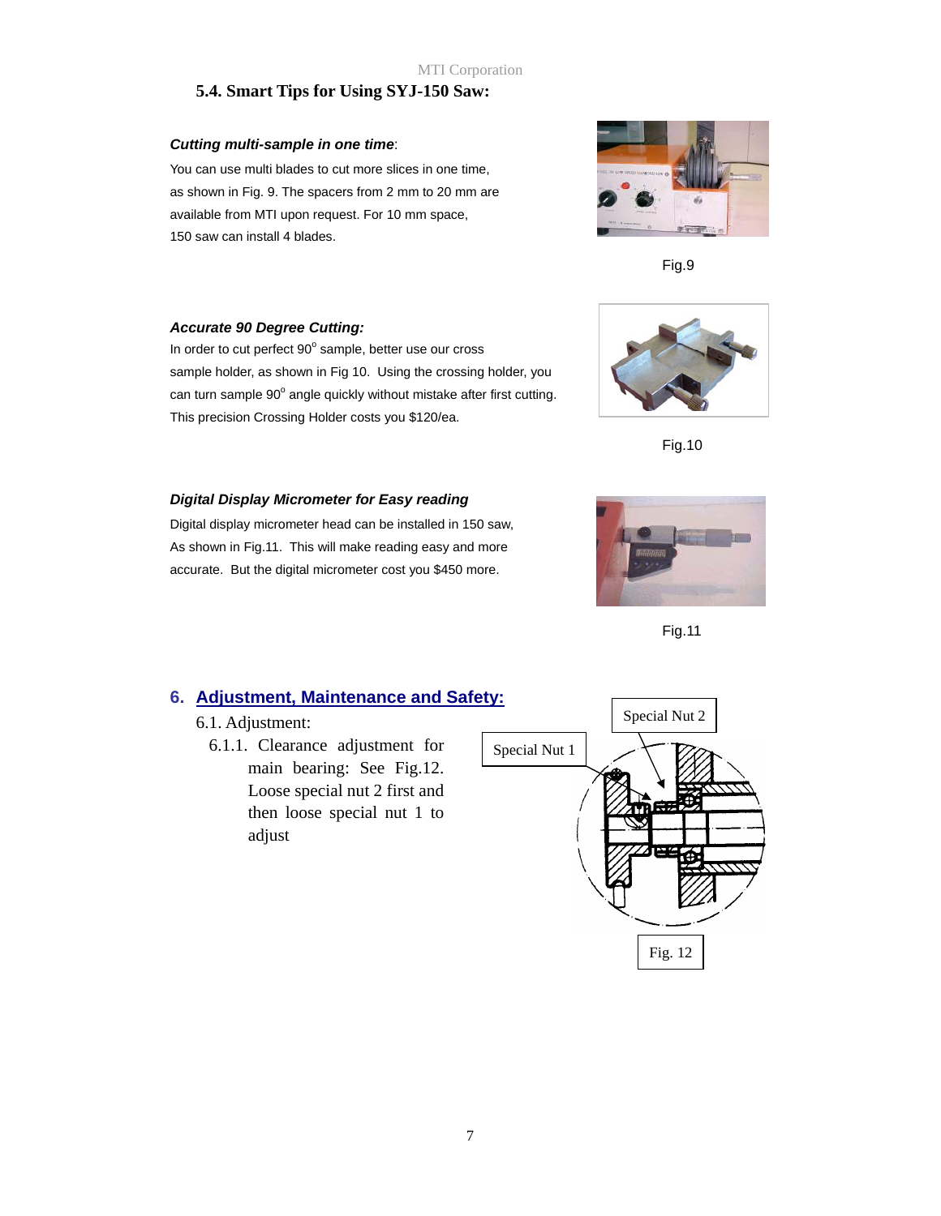## 5.4. Smart Tips for Using SYJ-150 Saw:

***Cutting multi-sample in one time***:

You can use multi blades to cut more slices in one time, as shown in Fig. 9. The spacers from 2 mm to 20 mm are available from MTI upon request. For 10 mm space, 150 saw can install 4 blades.

Fig.9

***Accurate 90 Degree Cutting:***

In order to cut perfect 90$^o$ sample, better use our cross sample holder, as shown in Fig 10. Using the crossing holder, you can turn sample 90$^o$ angle quickly without mistake after first cutting. This precision Crossing Holder costs you $120/ea.

Fig.10

***Digital Display Micrometer for Easy reading***

Digital display micrometer head can be installed in 150 saw, As shown in Fig.11. This will make reading easy and more accurate. But the digital micrometer cost you $450 more.

Fig.11

# 6. Adjustment, Maintenance and Safety:

## 6.1. Adjustment:

6.1.1. Clearance adjustment for main bearing: See Fig.12. Loose special nut 2 first and then loose special nut 1 to adjust

Special Nut 2

Special Nut 1

Fig. 12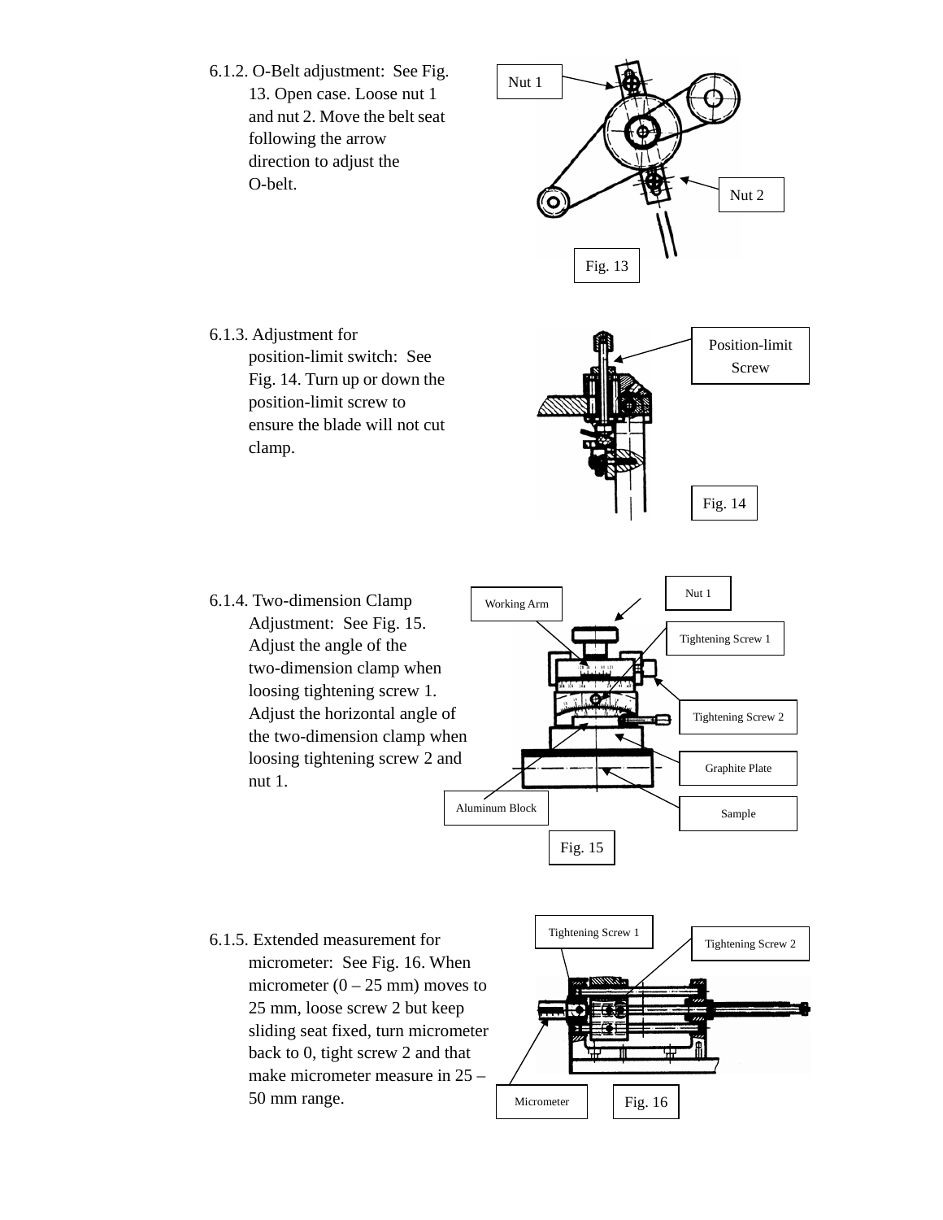6.1.2. O-Belt adjustment: See Fig. 13. Open case. Loose nut 1 and nut 2. Move the belt seat following the arrow direction to adjust the O-belt.

Nut 1

Nut 2

Fig. 13

6.1.3. Adjustment for position-limit switch: See Fig. 14. Turn up or down the position-limit screw to ensure the blade will not cut clamp.

Position-limit Screw

Fig. 14

6.1.4. Two-dimension Clamp Adjustment: See Fig. 15. Adjust the angle of the two-dimension clamp when loosing tightening screw 1. Adjust the horizontal angle of the two-dimension clamp when loosing tightening screw 2 and nut 1.

Working Arm

Nut 1

Tightening Screw 1

Tightening Screw 2

Graphite Plate

Aluminum Block

Sample

Fig. 15

6.1.5. Extended measurement for micrometer: See Fig. 16. When micrometer (0 – 25 mm) moves to 25 mm, loose screw 2 but keep sliding seat fixed, turn micrometer back to 0, tight screw 2 and that make micrometer measure in 25 – 50 mm range.

Tightening Screw 1

Tightening Screw 2

Micrometer

Fig. 16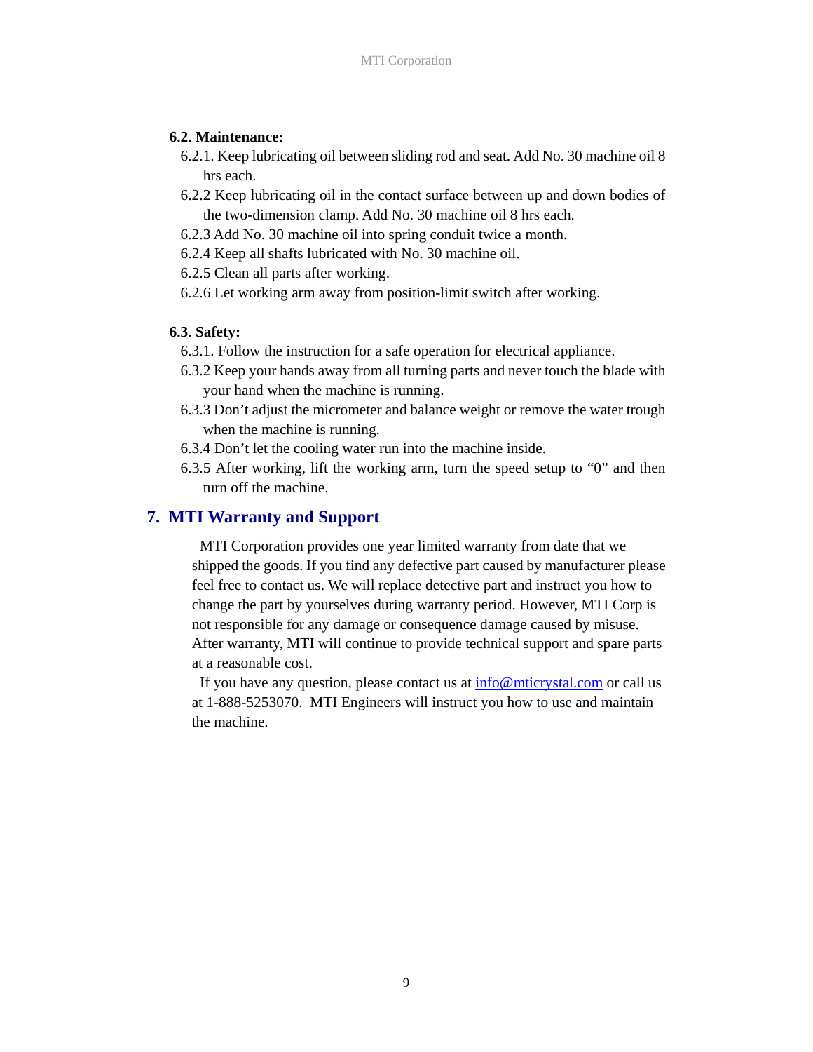### 6.2. Maintenance:

6.2.1. Keep lubricating oil between sliding rod and seat. Add No. 30 machine oil 8 hrs each.

6.2.2 Keep lubricating oil in the contact surface between up and down bodies of the two-dimension clamp. Add No. 30 machine oil 8 hrs each.

6.2.3 Add No. 30 machine oil into spring conduit twice a month.

6.2.4 Keep all shafts lubricated with No. 30 machine oil.

6.2.5 Clean all parts after working.

6.2.6 Let working arm away from position-limit switch after working.

### 6.3. Safety:

6.3.1. Follow the instruction for a safe operation for electrical appliance.

6.3.2 Keep your hands away from all turning parts and never touch the blade with your hand when the machine is running.

6.3.3 Don't adjust the micrometer and balance weight or remove the water trough when the machine is running.

6.3.4 Don't let the cooling water run into the machine inside.

6.3.5 After working, lift the working arm, turn the speed setup to "0" and then turn off the machine.

## 7. MTI Warranty and Support

MTI Corporation provides one year limited warranty from date that we shipped the goods. If you find any defective part caused by manufacturer please feel free to contact us. We will replace detective part and instruct you how to change the part by yourselves during warranty period. However, MTI Corp is not responsible for any damage or consequence damage caused by misuse. After warranty, MTI will continue to provide technical support and spare parts at a reasonable cost.

If you have any question, please contact us at info@mticrystal.com or call us at 1-888-5253070. MTI Engineers will instruct you how to use and maintain the machine.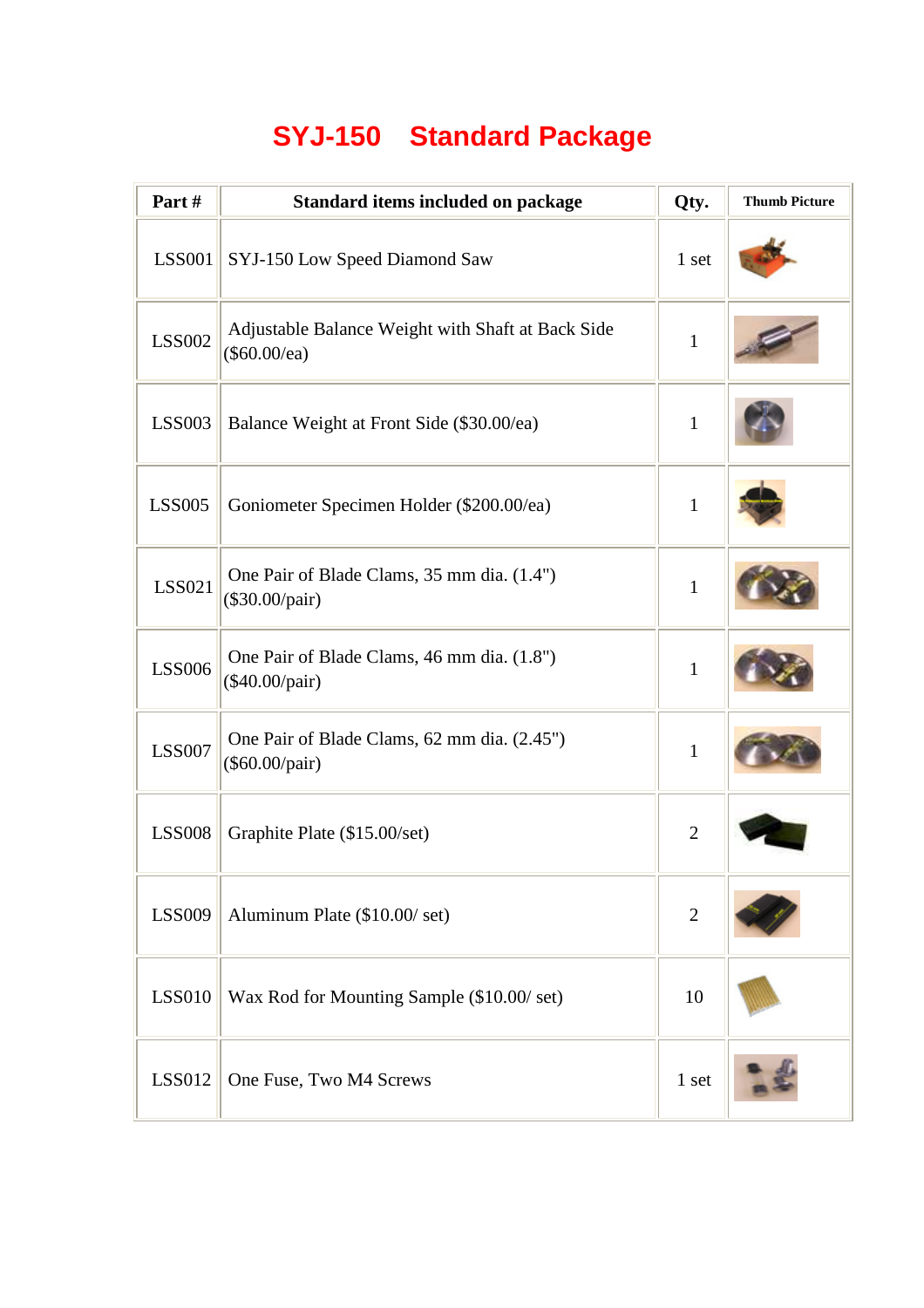# SYJ-150 Standard Package

| Part # | Standard items included on package | Qty. | Thumb Picture |
|---|---|---|---|
| LSS001 | SYJ-150 Low Speed Diamond Saw | 1 set | |
| LSS002 | Adjustable Balance Weight with Shaft at Back Side ($60.00/ea) | 1 | |
| LSS003 | Balance Weight at Front Side ($30.00/ea) | 1 | |
| LSS005 | Goniometer Specimen Holder ($200.00/ea) | 1 | |
| LSS021 | One Pair of Blade Clams, 35 mm dia. (1.4") ($30.00/pair) | 1 | |
| LSS006 | One Pair of Blade Clams, 46 mm dia. (1.8") ($40.00/pair) | 1 | |
| LSS007 | One Pair of Blade Clams, 62 mm dia. (2.45") ($60.00/pair) | 1 | |
| LSS008 | Graphite Plate ($15.00/set) | 2 | |
| LSS009 | Aluminum Plate ($10.00/ set) | 2 | |
| LSS010 | Wax Rod for Mounting Sample ($10.00/ set) | 10 | |
| LSS012 | One Fuse, Two M4 Screws | 1 set | |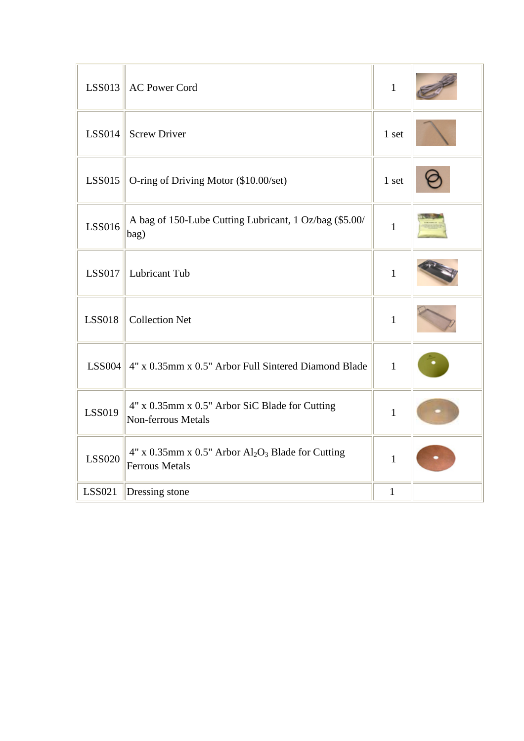| | | | |
|---|---|---|---|
| LSS013 | AC Power Cord | 1 | |
| LSS014 | Screw Driver | 1 set | |
| LSS015 | O-ring of Driving Motor ($10.00/set) | 1 set | |
| LSS016 | A bag of 150-Lube Cutting Lubricant, 1 Oz/bag ($5.00/ bag) | 1 | |
| LSS017 | Lubricant Tub | 1 | |
| LSS018 | Collection Net | 1 | |
| LSS004 | 4" x 0.35mm x 0.5" Arbor Full Sintered Diamond Blade | 1 | |
| LSS019 | 4" x 0.35mm x 0.5" Arbor SiC Blade for Cutting Non-ferrous Metals | 1 | |
| LSS020 | 4" x 0.35mm x 0.5" Arbor $Al_2O_3$ Blade for Cutting Ferrous Metals | 1 | |
| LSS021 | Dressing stone | 1 | |